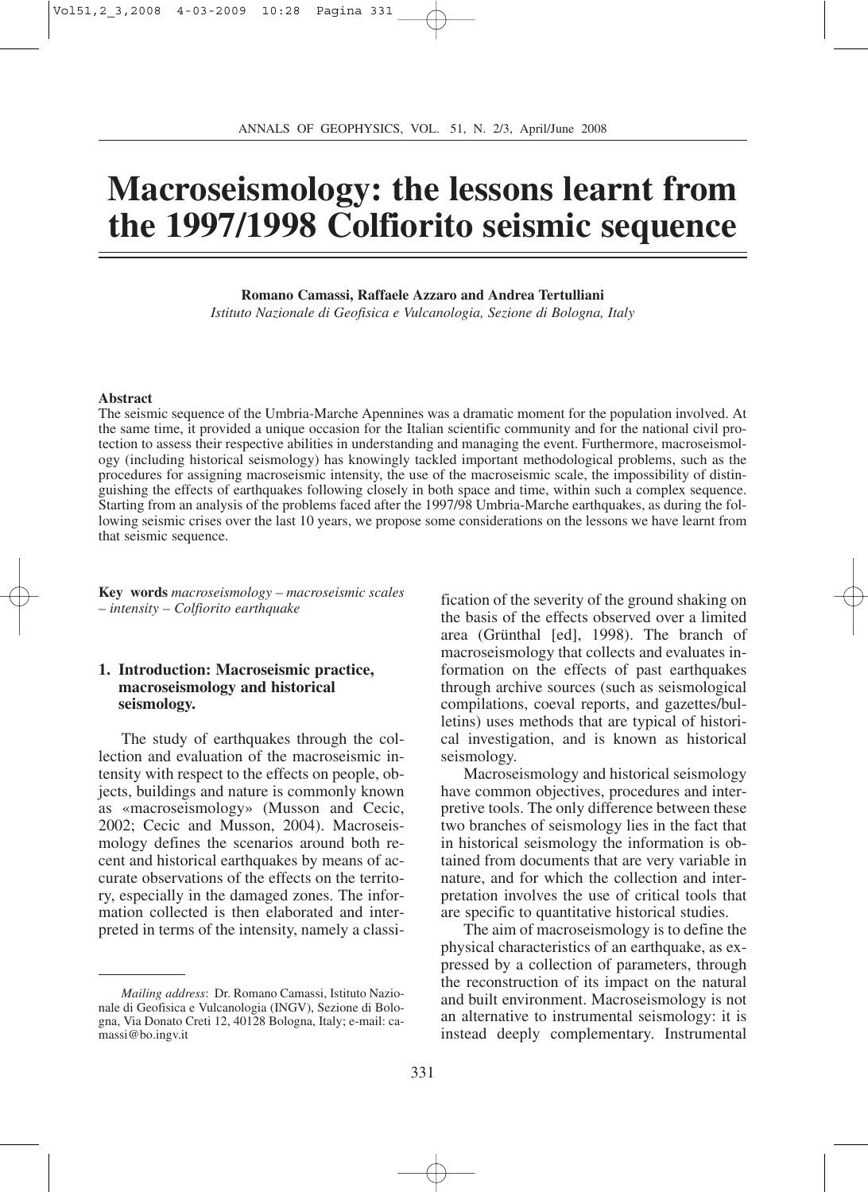# Macroseismology: the lessons learnt from the 1997/1998 Colfiorito seismic sequence

**Romano Camassi, Raffaele Azzaro and Andrea Tertulliani**

*Istituto Nazionale di Geofisica e Vulcanologia, Sezione di Bologna, Italy*

**Abstract**

The seismic sequence of the Umbria-Marche Apennines was a dramatic moment for the population involved. At the same time, it provided a unique occasion for the Italian scientific community and for the national civil protection to assess their respective abilities in understanding and managing the event. Furthermore, macroseismology (including historical seismology) has knowingly tackled important methodological problems, such as the procedures for assigning macroseismic intensity, the use of the macroseismic scale, the impossibility of distinguishing the effects of earthquakes following closely in both space and time, within such a complex sequence. Starting from an analysis of the problems faced after the 1997/98 Umbria-Marche earthquakes, as during the following seismic crises over the last 10 years, we propose some considerations on the lessons we have learnt from that seismic sequence.

**Key words** *macroseismology – macroseismic scales – intensity – Colfiorito earthquake*

## 1. Introduction: Macroseismic practice, macroseismology and historical seismology.

The study of earthquakes through the collection and evaluation of the macroseismic intensity with respect to the effects on people, objects, buildings and nature is commonly known as «macroseismology» (Musson and Cecic, 2002; Cecic and Musson, 2004). Macroseismology defines the scenarios around both recent and historical earthquakes by means of accurate observations of the effects on the territory, especially in the damaged zones. The information collected is then elaborated and interpreted in terms of the intensity, namely a classification of the severity of the ground shaking on the basis of the effects observed over a limited area (Grünthal [ed], 1998). The branch of macroseismology that collects and evaluates information on the effects of past earthquakes through archive sources (such as seismological compilations, coeval reports, and gazettes/bulletins) uses methods that are typical of historical investigation, and is known as historical seismology.

Macroseismology and historical seismology have common objectives, procedures and interpretive tools. The only difference between these two branches of seismology lies in the fact that in historical seismology the information is obtained from documents that are very variable in nature, and for which the collection and interpretation involves the use of critical tools that are specific to quantitative historical studies.

The aim of macroseismology is to define the physical characteristics of an earthquake, as expressed by a collection of parameters, through the reconstruction of its impact on the natural and built environment. Macroseismology is not an alternative to instrumental seismology: it is instead deeply complementary. Instrumental

*Mailing address*: Dr. Romano Camassi, Istituto Nazionale di Geofisica e Vulcanologia (INGV), Sezione di Bologna, Via Donato Creti 12, 40128 Bologna, Italy; e-mail: camassi@bo.ingv.it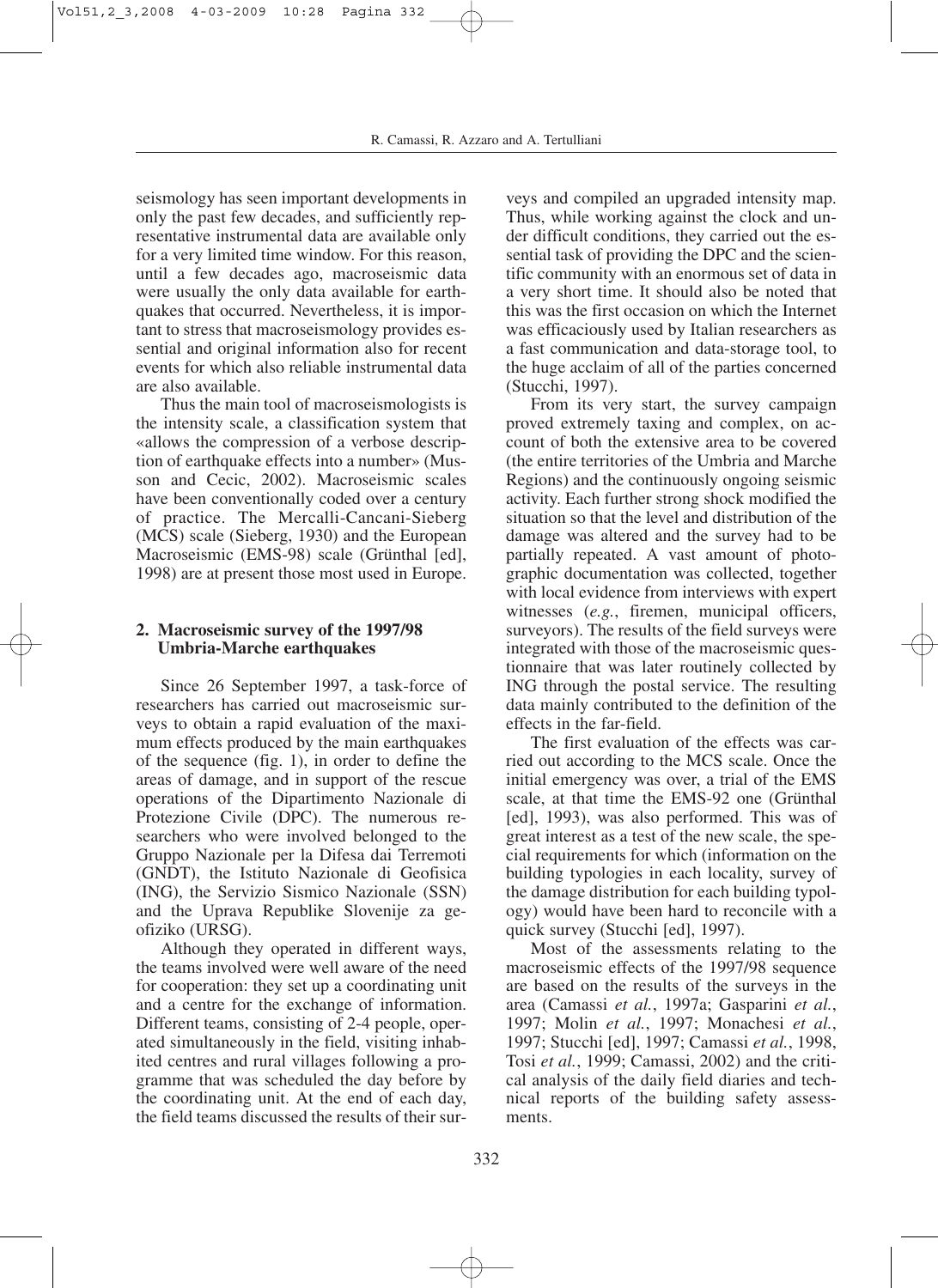seismology has seen important developments in only the past few decades, and sufficiently representative instrumental data are available only for a very limited time window. For this reason, until a few decades ago, macroseismic data were usually the only data available for earthquakes that occurred. Nevertheless, it is important to stress that macroseismology provides essential and original information also for recent events for which also reliable instrumental data are also available.

Thus the main tool of macroseismologists is the intensity scale, a classification system that «allows the compression of a verbose description of earthquake effects into a number» (Musson and Cecic, 2002). Macroseismic scales have been conventionally coded over a century of practice. The Mercalli-Cancani-Sieberg (MCS) scale (Sieberg, 1930) and the European Macroseismic (EMS-98) scale (Grünthal [ed], 1998) are at present those most used in Europe.

## 2. Macroseismic survey of the 1997/98 Umbria-Marche earthquakes

Since 26 September 1997, a task-force of researchers has carried out macroseismic surveys to obtain a rapid evaluation of the maximum effects produced by the main earthquakes of the sequence (fig. 1), in order to define the areas of damage, and in support of the rescue operations of the Dipartimento Nazionale di Protezione Civile (DPC). The numerous researchers who were involved belonged to the Gruppo Nazionale per la Difesa dai Terremoti (GNDT), the Istituto Nazionale di Geofisica (ING), the Servizio Sismico Nazionale (SSN) and the Uprava Republike Slovenije za geofiziko (URSG).

Although they operated in different ways, the teams involved were well aware of the need for cooperation: they set up a coordinating unit and a centre for the exchange of information. Different teams, consisting of 2-4 people, operated simultaneously in the field, visiting inhabited centres and rural villages following a programme that was scheduled the day before by the coordinating unit. At the end of each day, the field teams discussed the results of their surveys and compiled an upgraded intensity map. Thus, while working against the clock and under difficult conditions, they carried out the essential task of providing the DPC and the scientific community with an enormous set of data in a very short time. It should also be noted that this was the first occasion on which the Internet was efficaciously used by Italian researchers as a fast communication and data-storage tool, to the huge acclaim of all of the parties concerned (Stucchi, 1997).

From its very start, the survey campaign proved extremely taxing and complex, on account of both the extensive area to be covered (the entire territories of the Umbria and Marche Regions) and the continuously ongoing seismic activity. Each further strong shock modified the situation so that the level and distribution of the damage was altered and the survey had to be partially repeated. A vast amount of photographic documentation was collected, together with local evidence from interviews with expert witnesses (*e.g.*, firemen, municipal officers, surveyors). The results of the field surveys were integrated with those of the macroseismic questionnaire that was later routinely collected by ING through the postal service. The resulting data mainly contributed to the definition of the effects in the far-field.

The first evaluation of the effects was carried out according to the MCS scale. Once the initial emergency was over, a trial of the EMS scale, at that time the EMS-92 one (Grünthal [ed], 1993), was also performed. This was of great interest as a test of the new scale, the special requirements for which (information on the building typologies in each locality, survey of the damage distribution for each building typology) would have been hard to reconcile with a quick survey (Stucchi [ed], 1997).

Most of the assessments relating to the macroseismic effects of the 1997/98 sequence are based on the results of the surveys in the area (Camassi *et al.*, 1997a; Gasparini *et al.*, 1997; Molin *et al.*, 1997; Monachesi *et al.*, 1997; Stucchi [ed], 1997; Camassi *et al.*, 1998, Tosi *et al.*, 1999; Camassi, 2002) and the critical analysis of the daily field diaries and technical reports of the building safety assessments.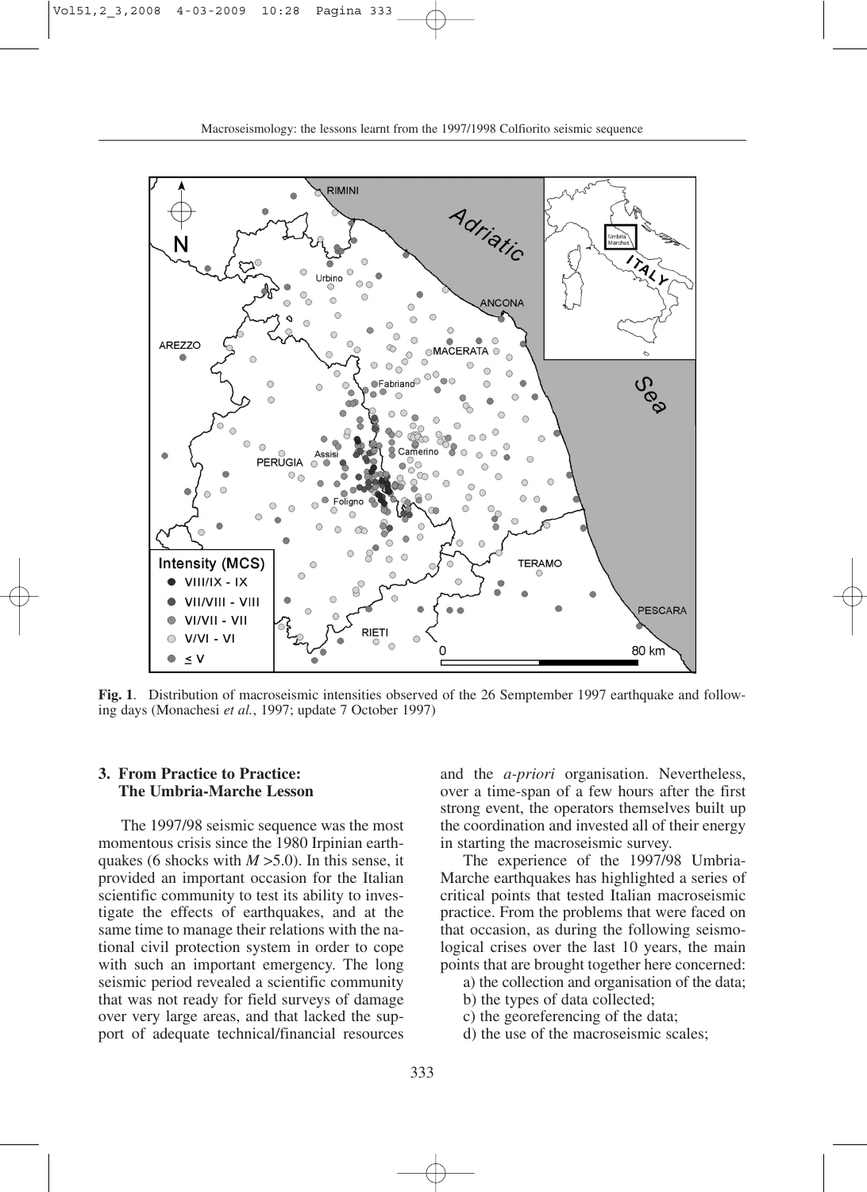**Fig. 1**. Distribution of macroseismic intensities observed of the 26 Semptember 1997 earthquake and following days (Monachesi *et al.*, 1997; update 7 October 1997)

## 3. From Practice to Practice: The Umbria-Marche Lesson

The 1997/98 seismic sequence was the most momentous crisis since the 1980 Irpinian earthquakes (6 shocks with $M > 5.0$). In this sense, it provided an important occasion for the Italian scientific community to test its ability to investigate the effects of earthquakes, and at the same time to manage their relations with the national civil protection system in order to cope with such an important emergency. The long seismic period revealed a scientific community that was not ready for field surveys of damage over very large areas, and that lacked the support of adequate technical/financial resources and the *a-priori* organisation. Nevertheless, over a time-span of a few hours after the first strong event, the operators themselves built up the coordination and invested all of their energy in starting the macroseismic survey.

The experience of the 1997/98 Umbria-Marche earthquakes has highlighted a series of critical points that tested Italian macroseismic practice. From the problems that were faced on that occasion, as during the following seismological crises over the last 10 years, the main points that are brought together here concerned:

a) the collection and organisation of the data;
b) the types of data collected;
c) the georeferencing of the data;
d) the use of the macroseismic scales;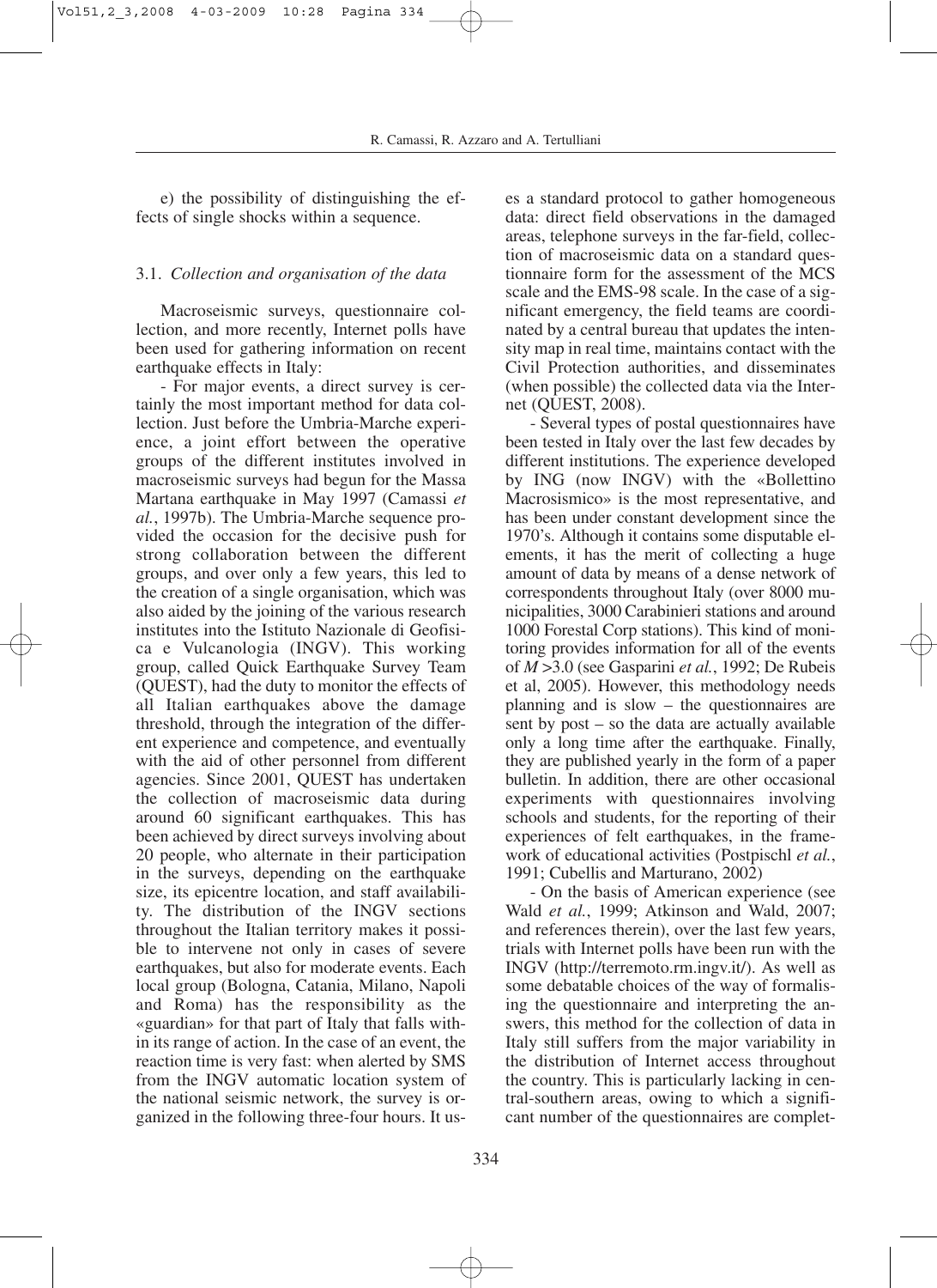e) the possibility of distinguishing the effects of single shocks within a sequence.

### 3.1. *Collection and organisation of the data*

Macroseismic surveys, questionnaire collection, and more recently, Internet polls have been used for gathering information on recent earthquake effects in Italy:

- For major events, a direct survey is certainly the most important method for data collection. Just before the Umbria-Marche experience, a joint effort between the operative groups of the different institutes involved in macroseismic surveys had begun for the Massa Martana earthquake in May 1997 (Camassi *et al.*, 1997b). The Umbria-Marche sequence provided the occasion for the decisive push for strong collaboration between the different groups, and over only a few years, this led to the creation of a single organisation, which was also aided by the joining of the various research institutes into the Istituto Nazionale di Geofisica e Vulcanologia (INGV). This working group, called Quick Earthquake Survey Team (QUEST), had the duty to monitor the effects of all Italian earthquakes above the damage threshold, through the integration of the different experience and competence, and eventually with the aid of other personnel from different agencies. Since 2001, QUEST has undertaken the collection of macroseismic data during around 60 significant earthquakes. This has been achieved by direct surveys involving about 20 people, who alternate in their participation in the surveys, depending on the earthquake size, its epicentre location, and staff availability. The distribution of the INGV sections throughout the Italian territory makes it possible to intervene not only in cases of severe earthquakes, but also for moderate events. Each local group (Bologna, Catania, Milano, Napoli and Roma) has the responsibility as the «guardian» for that part of Italy that falls within its range of action. In the case of an event, the reaction time is very fast: when alerted by SMS from the INGV automatic location system of the national seismic network, the survey is organized in the following three-four hours. It uses a standard protocol to gather homogeneous data: direct field observations in the damaged areas, telephone surveys in the far-field, collection of macroseismic data on a standard questionnaire form for the assessment of the MCS scale and the EMS-98 scale. In the case of a significant emergency, the field teams are coordinated by a central bureau that updates the intensity map in real time, maintains contact with the Civil Protection authorities, and disseminates (when possible) the collected data via the Internet (QUEST, 2008).

- Several types of postal questionnaires have been tested in Italy over the last few decades by different institutions. The experience developed by ING (now INGV) with the «Bollettino Macrosismico» is the most representative, and has been under constant development since the 1970's. Although it contains some disputable elements, it has the merit of collecting a huge amount of data by means of a dense network of correspondents throughout Italy (over 8000 municipalities, 3000 Carabinieri stations and around 1000 Forestal Corp stations). This kind of monitoring provides information for all of the events of $M > 3.0$ (see Gasparini *et al.*, 1992; De Rubeis et al, 2005). However, this methodology needs planning and is slow – the questionnaires are sent by post – so the data are actually available only a long time after the earthquake. Finally, they are published yearly in the form of a paper bulletin. In addition, there are other occasional experiments with questionnaires involving schools and students, for the reporting of their experiences of felt earthquakes, in the framework of educational activities (Postpischl *et al.*, 1991; Cubellis and Marturano, 2002)

- On the basis of American experience (see Wald *et al.*, 1999; Atkinson and Wald, 2007; and references therein), over the last few years, trials with Internet polls have been run with the INGV (http://terremoto.rm.ingv.it/). As well as some debatable choices of the way of formalising the questionnaire and interpreting the answers, this method for the collection of data in Italy still suffers from the major variability in the distribution of Internet access throughout the country. This is particularly lacking in central-southern areas, owing to which a significant number of the questionnaires are complet-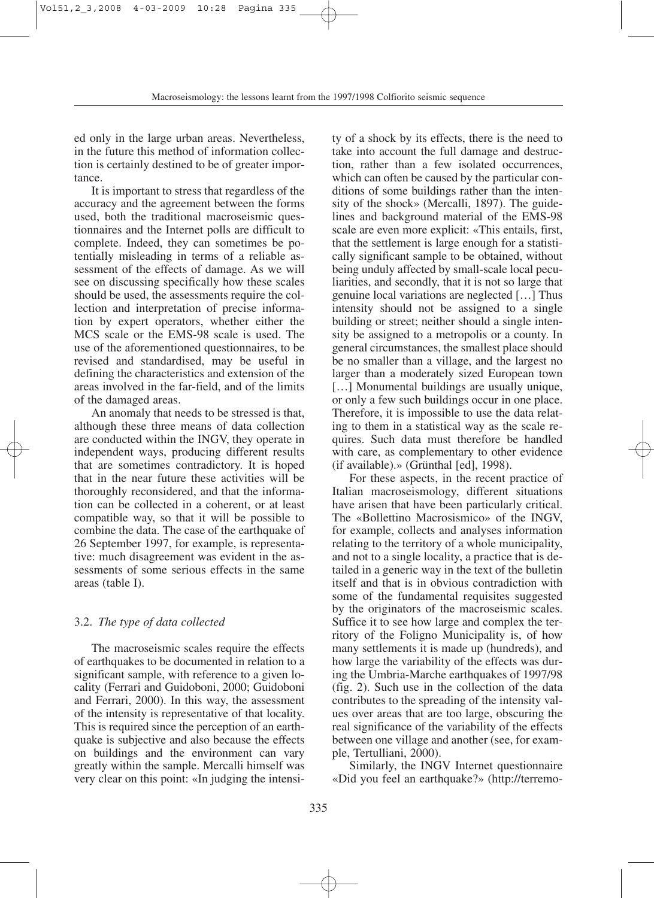ed only in the large urban areas. Nevertheless, in the future this method of information collection is certainly destined to be of greater importance.

It is important to stress that regardless of the accuracy and the agreement between the forms used, both the traditional macroseismic questionnaires and the Internet polls are difficult to complete. Indeed, they can sometimes be potentially misleading in terms of a reliable assessment of the effects of damage. As we will see on discussing specifically how these scales should be used, the assessments require the collection and interpretation of precise information by expert operators, whether either the MCS scale or the EMS-98 scale is used. The use of the aforementioned questionnaires, to be revised and standardised, may be useful in defining the characteristics and extension of the areas involved in the far-field, and of the limits of the damaged areas.

An anomaly that needs to be stressed is that, although these three means of data collection are conducted within the INGV, they operate in independent ways, producing different results that are sometimes contradictory. It is hoped that in the near future these activities will be thoroughly reconsidered, and that the information can be collected in a coherent, or at least compatible way, so that it will be possible to combine the data. The case of the earthquake of 26 September 1997, for example, is representative: much disagreement was evident in the assessments of some serious effects in the same areas (table I).

### 3.2. *The type of data collected*

The macroseismic scales require the effects of earthquakes to be documented in relation to a significant sample, with reference to a given locality (Ferrari and Guidoboni, 2000; Guidoboni and Ferrari, 2000). In this way, the assessment of the intensity is representative of that locality. This is required since the perception of an earthquake is subjective and also because the effects on buildings and the environment can vary greatly within the sample. Mercalli himself was very clear on this point: «In judging the intensity of a shock by its effects, there is the need to take into account the full damage and destruction, rather than a few isolated occurrences, which can often be caused by the particular conditions of some buildings rather than the intensity of the shock» (Mercalli, 1897). The guidelines and background material of the EMS-98 scale are even more explicit: «This entails, first, that the settlement is large enough for a statistically significant sample to be obtained, without being unduly affected by small-scale local peculiarities, and secondly, that it is not so large that genuine local variations are neglected […] Thus intensity should not be assigned to a single building or street; neither should a single intensity be assigned to a metropolis or a county. In general circumstances, the smallest place should be no smaller than a village, and the largest no larger than a moderately sized European town […] Monumental buildings are usually unique, or only a few such buildings occur in one place. Therefore, it is impossible to use the data relating to them in a statistical way as the scale requires. Such data must therefore be handled with care, as complementary to other evidence (if available).» (Grünthal [ed], 1998).

For these aspects, in the recent practice of Italian macroseismology, different situations have arisen that have been particularly critical. The «Bollettino Macrosismico» of the INGV, for example, collects and analyses information relating to the territory of a whole municipality, and not to a single locality, a practice that is detailed in a generic way in the text of the bulletin itself and that is in obvious contradiction with some of the fundamental requisites suggested by the originators of the macroseismic scales. Suffice it to see how large and complex the territory of the Foligno Municipality is, of how many settlements it is made up (hundreds), and how large the variability of the effects was during the Umbria-Marche earthquakes of 1997/98 (fig. 2). Such use in the collection of the data contributes to the spreading of the intensity values over areas that are too large, obscuring the real significance of the variability of the effects between one village and another (see, for example, Tertulliani, 2000).

Similarly, the INGV Internet questionnaire «Did you feel an earthquake?» (http://terremo-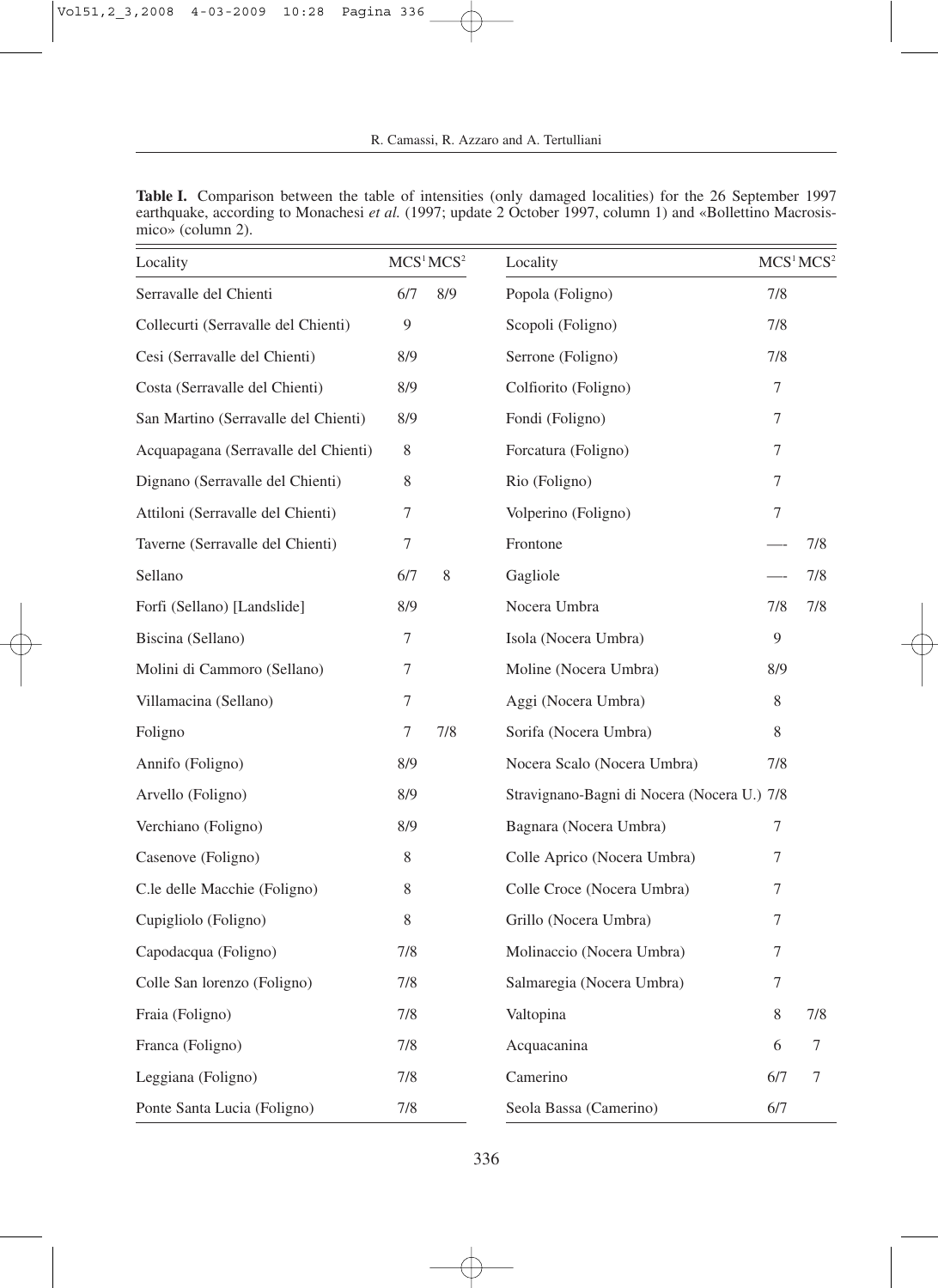**Table I.** Comparison between the table of intensities (only damaged localities) for the 26 September 1997 earthquake, according to Monachesi *et al.* (1997; update 2 October 1997, column 1) and «Bollettino Macrosismico» (column 2).

| Locality | MCS[1] | MCS[2] | Locality | MCS[1] | MCS[2] |
|---|---|---|---|---|---|
| Serravalle del Chienti | 6/7 | 8/9 | Popola (Foligno) | 7/8 | |
| Collecurti (Serravalle del Chienti) | 9 | | Scopoli (Foligno) | 7/8 | |
| Cesi (Serravalle del Chienti) | 8/9 | | Serrone (Foligno) | 7/8 | |
| Costa (Serravalle del Chienti) | 8/9 | | Colfiorito (Foligno) | 7 | |
| San Martino (Serravalle del Chienti) | 8/9 | | Fondi (Foligno) | 7 | |
| Acquapagana (Serravalle del Chienti) | 8 | | Forcatura (Foligno) | 7 | |
| Dignano (Serravalle del Chienti) | 8 | | Rio (Foligno) | 7 | |
| Attiloni (Serravalle del Chienti) | 7 | | Volperino (Foligno) | 7 | |
| Taverne (Serravalle del Chienti) | 7 | | Frontone | — | 7/8 |
| Sellano | 6/7 | 8 | Gagliole | — | 7/8 |
| Forfi (Sellano) [Landslide] | 8/9 | | Nocera Umbra | 7/8 | 7/8 |
| Biscina (Sellano) | 7 | | Isola (Nocera Umbra) | 9 | |
| Molini di Cammoro (Sellano) | 7 | | Moline (Nocera Umbra) | 8/9 | |
| Villamacina (Sellano) | 7 | | Aggi (Nocera Umbra) | 8 | |
| Foligno | 7 | 7/8 | Sorifa (Nocera Umbra) | 8 | |
| Annifo (Foligno) | 8/9 | | Nocera Scalo (Nocera Umbra) | 7/8 | |
| Arvello (Foligno) | 8/9 | | Stravignano-Bagni di Nocera (Nocera U.) | 7/8 | |
| Verchiano (Foligno) | 8/9 | | Bagnara (Nocera Umbra) | 7 | |
| Casenove (Foligno) | 8 | | Colle Aprico (Nocera Umbra) | 7 | |
| C.le delle Macchie (Foligno) | 8 | | Colle Croce (Nocera Umbra) | 7 | |
| Cupigliolo (Foligno) | 8 | | Grillo (Nocera Umbra) | 7 | |
| Capodacqua (Foligno) | 7/8 | | Molinaccio (Nocera Umbra) | 7 | |
| Colle San lorenzo (Foligno) | 7/8 | | Salmaregia (Nocera Umbra) | 7 | |
| Fraia (Foligno) | 7/8 | | Valtopina | 8 | 7/8 |
| Franca (Foligno) | 7/8 | | Acquacanina | 6 | 7 |
| Leggiana (Foligno) | 7/8 | | Camerino | 6/7 | 7 |
| Ponte Santa Lucia (Foligno) | 7/8 | | Seola Bassa (Camerino) | 6/7 | |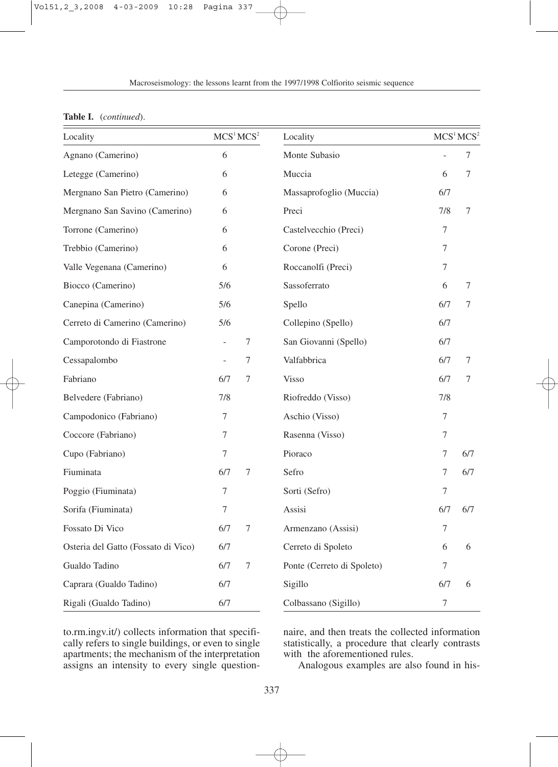**Table I.** (*continued*).

| Locality | MCS[1] | MCS[2] | Locality | MCS[1] | MCS[2] |
|---|---|---|---|---|---|
| Agnano (Camerino) | 6 | | Monte Subasio | - | 7 |
| Letegge (Camerino) | 6 | | Muccia | 6 | 7 |
| Mergnano San Pietro (Camerino) | 6 | | Massaprofoglio (Muccia) | 6/7 | |
| Mergnano San Savino (Camerino) | 6 | | Preci | 7/8 | 7 |
| Torrone (Camerino) | 6 | | Castelvecchio (Preci) | 7 | |
| Trebbio (Camerino) | 6 | | Corone (Preci) | 7 | |
| Valle Vegenana (Camerino) | 6 | | Roccanolfi (Preci) | 7 | |
| Biocco (Camerino) | 5/6 | | Sassoferrato | 6 | 7 |
| Canepina (Camerino) | 5/6 | | Spello | 6/7 | 7 |
| Cerreto di Camerino (Camerino) | 5/6 | | Collepino (Spello) | 6/7 | |
| Camporotondo di Fiastrone | - | 7 | San Giovanni (Spello) | 6/7 | |
| Cessapalombo | - | 7 | Valfabbrica | 6/7 | 7 |
| Fabriano | 6/7 | 7 | Visso | 6/7 | 7 |
| Belvedere (Fabriano) | 7/8 | | Riofreddo (Visso) | 7/8 | |
| Campodonico (Fabriano) | 7 | | Aschio (Visso) | 7 | |
| Coccore (Fabriano) | 7 | | Rasenna (Visso) | 7 | |
| Cupo (Fabriano) | 7 | | Pioraco | 7 | 6/7 |
| Fiuminata | 6/7 | 7 | Sefro | 7 | 6/7 |
| Poggio (Fiuminata) | 7 | | Sorti (Sefro) | 7 | |
| Sorifa (Fiuminata) | 7 | | Assisi | 6/7 | 6/7 |
| Fossato Di Vico | 6/7 | 7 | Armenzano (Assisi) | 7 | |
| Osteria del Gatto (Fossato di Vico) | 6/7 | | Cerreto di Spoleto | 6 | 6 |
| Gualdo Tadino | 6/7 | 7 | Ponte (Cerreto di Spoleto) | 7 | |
| Caprara (Gualdo Tadino) | 6/7 | | Sigillo | 6/7 | 6 |
| Rigali (Gualdo Tadino) | 6/7 | | Colbassano (Sigillo) | 7 | |

to.rm.ingv.it/) collects information that specifically refers to single buildings, or even to single apartments; the mechanism of the interpretation assigns an intensity to every single questionnaire, and then treats the collected information statistically, a procedure that clearly contrasts with the aforementioned rules.

Analogous examples are also found in his-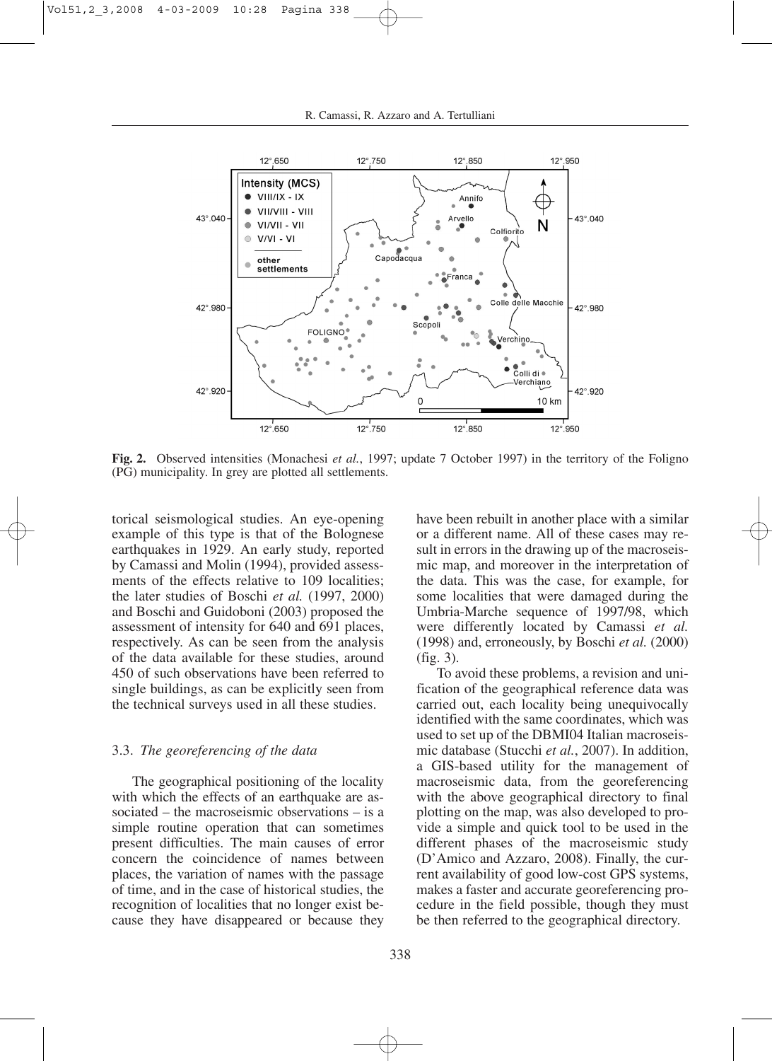**Fig. 2.** Observed intensities (Monachesi *et al.*, 1997; update 7 October 1997) in the territory of the Foligno (PG) municipality. In grey are plotted all settlements.

torical seismological studies. An eye-opening example of this type is that of the Bolognese earthquakes in 1929. An early study, reported by Camassi and Molin (1994), provided assessments of the effects relative to 109 localities; the later studies of Boschi *et al.* (1997, 2000) and Boschi and Guidoboni (2003) proposed the assessment of intensity for 640 and 691 places, respectively. As can be seen from the analysis of the data available for these studies, around 450 of such observations have been referred to single buildings, as can be explicitly seen from the technical surveys used in all these studies.

### 3.3. *The georeferencing of the data*

The geographical positioning of the locality with which the effects of an earthquake are associated – the macroseismic observations – is a simple routine operation that can sometimes present difficulties. The main causes of error concern the coincidence of names between places, the variation of names with the passage of time, and in the case of historical studies, the recognition of localities that no longer exist because they have disappeared or because they have been rebuilt in another place with a similar or a different name. All of these cases may result in errors in the drawing up of the macroseismic map, and moreover in the interpretation of the data. This was the case, for example, for some localities that were damaged during the Umbria-Marche sequence of 1997/98, which were differently located by Camassi *et al.* (1998) and, erroneously, by Boschi *et al.* (2000) (fig. 3).

To avoid these problems, a revision and unification of the geographical reference data was carried out, each locality being unequivocally identified with the same coordinates, which was used to set up of the DBMI04 Italian macroseismic database (Stucchi *et al.*, 2007). In addition, a GIS-based utility for the management of macroseismic data, from the georeferencing with the above geographical directory to final plotting on the map, was also developed to provide a simple and quick tool to be used in the different phases of the macroseismic study (D'Amico and Azzaro, 2008). Finally, the current availability of good low-cost GPS systems, makes a faster and accurate georeferencing procedure in the field possible, though they must be then referred to the geographical directory.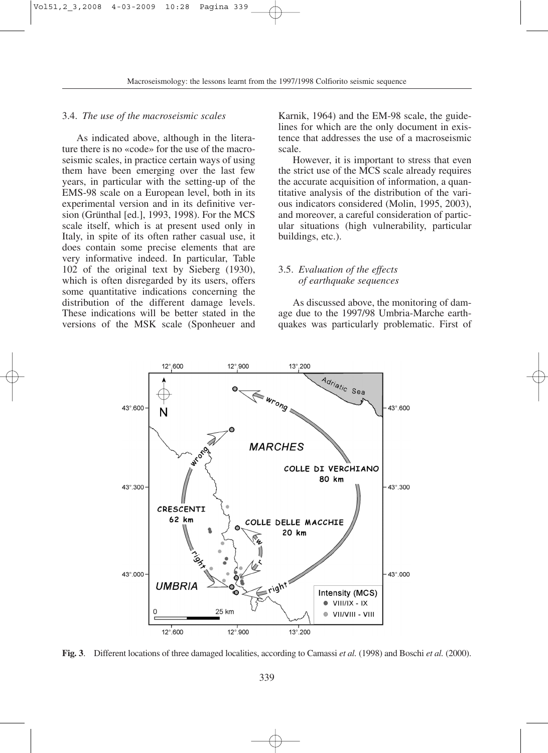### 3.4. *The use of the macroseismic scales*

As indicated above, although in the literature there is no «code» for the use of the macroseismic scales, in practice certain ways of using them have been emerging over the last few years, in particular with the setting-up of the EMS-98 scale on a European level, both in its experimental version and in its definitive version (Grünthal [ed.], 1993, 1998). For the MCS scale itself, which is at present used only in Italy, in spite of its often rather casual use, it does contain some precise elements that are very informative indeed. In particular, Table 102 of the original text by Sieberg (1930), which is often disregarded by its users, offers some quantitative indications concerning the distribution of the different damage levels. These indications will be better stated in the versions of the MSK scale (Sponheuer and Karnik, 1964) and the EM-98 scale, the guidelines for which are the only document in existence that addresses the use of a macroseismic scale.

However, it is important to stress that even the strict use of the MCS scale already requires the accurate acquisition of information, a quantitative analysis of the distribution of the various indicators considered (Molin, 1995, 2003), and moreover, a careful consideration of particular situations (high vulnerability, particular buildings, etc.).

### 3.5. *Evaluation of the effects of earthquake sequences*

As discussed above, the monitoring of damage due to the 1997/98 Umbria-Marche earthquakes was particularly problematic. First of

**Fig. 3**. Different locations of three damaged localities, according to Camassi *et al.* (1998) and Boschi *et al.* (2000).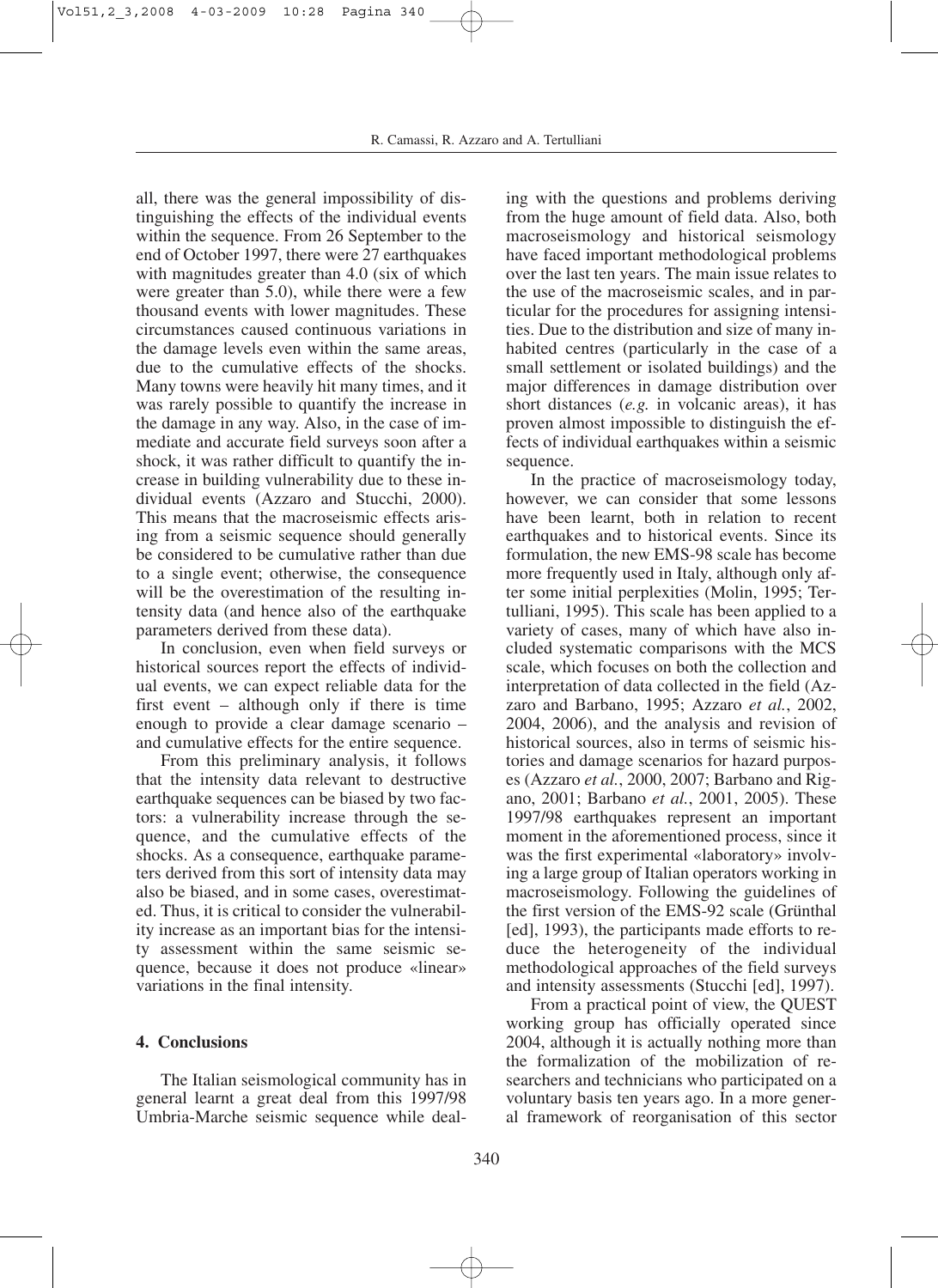all, there was the general impossibility of distinguishing the effects of the individual events within the sequence. From 26 September to the end of October 1997, there were 27 earthquakes with magnitudes greater than 4.0 (six of which were greater than 5.0), while there were a few thousand events with lower magnitudes. These circumstances caused continuous variations in the damage levels even within the same areas, due to the cumulative effects of the shocks. Many towns were heavily hit many times, and it was rarely possible to quantify the increase in the damage in any way. Also, in the case of immediate and accurate field surveys soon after a shock, it was rather difficult to quantify the increase in building vulnerability due to these individual events (Azzaro and Stucchi, 2000). This means that the macroseismic effects arising from a seismic sequence should generally be considered to be cumulative rather than due to a single event; otherwise, the consequence will be the overestimation of the resulting intensity data (and hence also of the earthquake parameters derived from these data).

In conclusion, even when field surveys or historical sources report the effects of individual events, we can expect reliable data for the first event – although only if there is time enough to provide a clear damage scenario – and cumulative effects for the entire sequence.

From this preliminary analysis, it follows that the intensity data relevant to destructive earthquake sequences can be biased by two factors: a vulnerability increase through the sequence, and the cumulative effects of the shocks. As a consequence, earthquake parameters derived from this sort of intensity data may also be biased, and in some cases, overestimated. Thus, it is critical to consider the vulnerability increase as an important bias for the intensity assessment within the same seismic sequence, because it does not produce «linear» variations in the final intensity.

## 4. Conclusions

The Italian seismological community has in general learnt a great deal from this 1997/98 Umbria-Marche seismic sequence while dealing with the questions and problems deriving from the huge amount of field data. Also, both macroseismology and historical seismology have faced important methodological problems over the last ten years. The main issue relates to the use of the macroseismic scales, and in particular for the procedures for assigning intensities. Due to the distribution and size of many inhabited centres (particularly in the case of a small settlement or isolated buildings) and the major differences in damage distribution over short distances (*e.g.* in volcanic areas), it has proven almost impossible to distinguish the effects of individual earthquakes within a seismic sequence.

In the practice of macroseismology today, however, we can consider that some lessons have been learnt, both in relation to recent earthquakes and to historical events. Since its formulation, the new EMS-98 scale has become more frequently used in Italy, although only after some initial perplexities (Molin, 1995; Tertulliani, 1995). This scale has been applied to a variety of cases, many of which have also included systematic comparisons with the MCS scale, which focuses on both the collection and interpretation of data collected in the field (Azzaro and Barbano, 1995; Azzaro *et al.*, 2002, 2004, 2006), and the analysis and revision of historical sources, also in terms of seismic histories and damage scenarios for hazard purposes (Azzaro *et al.*, 2000, 2007; Barbano and Rigano, 2001; Barbano *et al.*, 2001, 2005). These 1997/98 earthquakes represent an important moment in the aforementioned process, since it was the first experimental «laboratory» involving a large group of Italian operators working in macroseismology. Following the guidelines of the first version of the EMS-92 scale (Grünthal [ed], 1993), the participants made efforts to reduce the heterogeneity of the individual methodological approaches of the field surveys and intensity assessments (Stucchi [ed], 1997).

From a practical point of view, the QUEST working group has officially operated since 2004, although it is actually nothing more than the formalization of the mobilization of researchers and technicians who participated on a voluntary basis ten years ago. In a more general framework of reorganisation of this sector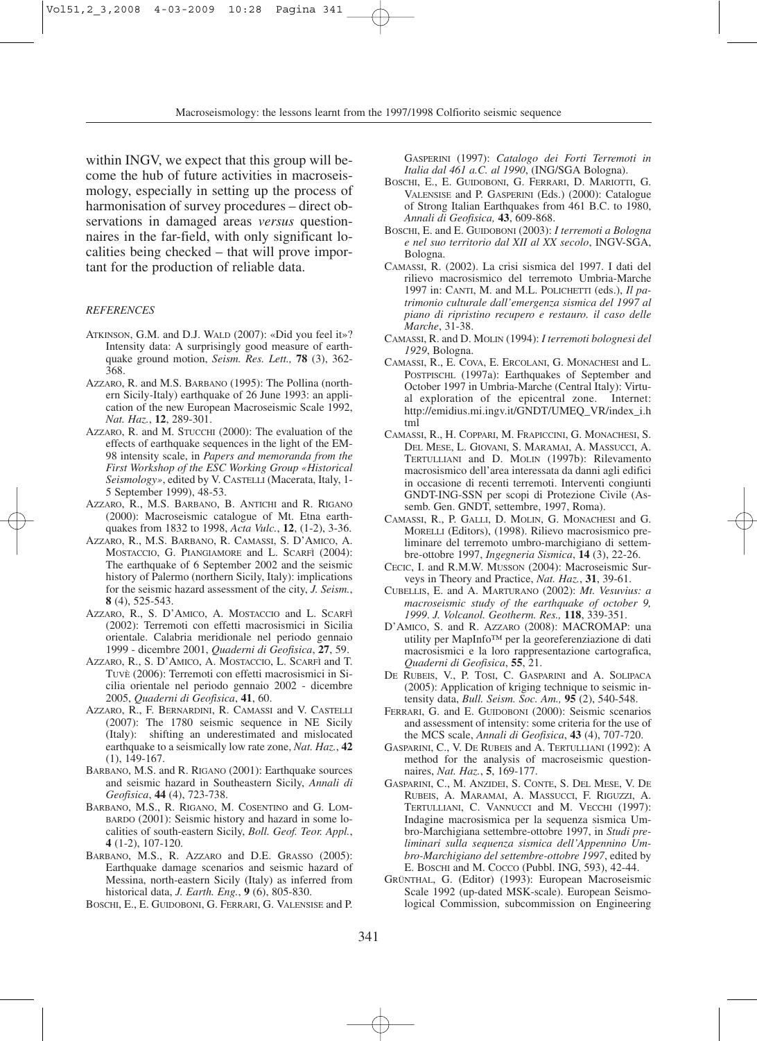within INGV, we expect that this group will become the hub of future activities in macroseismology, especially in setting up the process of harmonisation of survey procedures – direct observations in damaged areas *versus* questionnaires in the far-field, with only significant localities being checked – that will prove important for the production of reliable data.

### REFERENCES

ATKINSON, G.M. and D.J. WALD (2007): «Did you feel it»? Intensity data: A surprisingly good measure of earthquake ground motion, *Seism. Res. Lett.,* **78** (3), 362-368.

AZZARO, R. and M.S. BARBANO (1995): The Pollina (northern Sicily-Italy) earthquake of 26 June 1993: an application of the new European Macroseismic Scale 1992, *Nat. Haz.*, **12**, 289-301.

AZZARO, R. and M. STUCCHI (2000): The evaluation of the effects of earthquake sequences in the light of the EM-98 intensity scale, in *Papers and memoranda from the First Workshop of the ESC Working Group «Historical Seismology»*, edited by V. CASTELLI (Macerata, Italy, 1-5 September 1999), 48-53.

AZZARO, R., M.S. BARBANO, B. ANTICHI and R. RIGANO (2000): Macroseismic catalogue of Mt. Etna earthquakes from 1832 to 1998, *Acta Vulc.*, **12**, (1-2), 3-36.

AZZARO, R., M.S. BARBANO, R. CAMASSI, S. D'AMICO, A. MOSTACCIO, G. PIANGIAMORE and L. SCARFÌ (2004): The earthquake of 6 September 2002 and the seismic history of Palermo (northern Sicily, Italy): implications for the seismic hazard assessment of the city, *J. Seism.*, **8** (4), 525-543.

AZZARO, R., S. D'AMICO, A. MOSTACCIO and L. SCARFÌ (2002): Terremoti con effetti macrosismici in Sicilia orientale. Calabria meridionale nel periodo gennaio 1999 - dicembre 2001, *Quaderni di Geofisica*, **27**, 59.

AZZARO, R., S. D'AMICO, A. MOSTACCIO, L. SCARFÌ and T. TUVÈ (2006): Terremoti con effetti macrosismici in Sicilia orientale nel periodo gennaio 2002 - dicembre 2005, *Quaderni di Geofisica*, **41**, 60.

AZZARO, R., F. BERNARDINI, R. CAMASSI and V. CASTELLI (2007): The 1780 seismic sequence in NE Sicily (Italy): shifting an underestimated and mislocated earthquake to a seismically low rate zone, *Nat. Haz.*, **42** (1), 149-167.

BARBANO, M.S. and R. RIGANO (2001): Earthquake sources and seismic hazard in Southeastern Sicily, *Annali di Geofisica*, **44** (4), 723-738.

BARBANO, M.S., R. RIGANO, M. COSENTINO and G. LOMBARDO (2001): Seismic history and hazard in some localities of south-eastern Sicily, *Boll. Geof. Teor. Appl.*, **4** (1-2), 107-120.

BARBANO, M.S., R. AZZARO and D.E. GRASSO (2005): Earthquake damage scenarios and seismic hazard of Messina, north-eastern Sicily (Italy) as inferred from historical data, *J. Earth. Eng.*, **9** (6), 805-830.

BOSCHI, E., E. GUIDOBONI, G. FERRARI, G. VALENSISE and P. GASPERINI (1997): *Catalogo dei Forti Terremoti in Italia dal 461 a.C. al 1990*, (ING/SGA Bologna).

BOSCHI, E., E. GUIDOBONI, G. FERRARI, D. MARIOTTI, G. VALENSISE and P. GASPERINI (Eds.) (2000): Catalogue of Strong Italian Earthquakes from 461 B.C. to 1980, *Annali di Geofisica,* **43**, 609-868.

BOSCHI, E. and E. GUIDOBONI (2003): *I terremoti a Bologna e nel suo territorio dal XII al XX secolo*, INGV-SGA, Bologna.

CAMASSI, R. (2002). La crisi sismica del 1997. I dati del rilievo macrosismico del terremoto Umbria-Marche 1997 in: CANTI, M. and M.L. POLICHETTI (eds.), *Il patrimonio culturale dall'emergenza sismica del 1997 al piano di ripristino recupero e restauro. il caso delle Marche*, 31-38.

CAMASSI, R. and D. MOLIN (1994): *I terremoti bolognesi del 1929*, Bologna.

CAMASSI, R., E. COVA, E. ERCOLANI, G. MONACHESI and L. POSTPISCHL (1997a): Earthquakes of September and October 1997 in Umbria-Marche (Central Italy): Virtual exploration of the epicentral zone. Internet: http://emidius.mi.ingv.it/GNDT/UMEQ_VR/index_i.html

CAMASSI, R., H. COPPARI, M. FRAPICCINI, G. MONACHESI, S. DEL MESE, L. GIOVANI, S. MARAMAI, A. MASSUCCI, A. TERTULLIANI and D. MOLIN (1997b): Rilevamento macrosismico dell'area interessata da danni agli edifici in occasione di recenti terremoti. Interventi congiunti GNDT-ING-SSN per scopi di Protezione Civile (Assemb. Gen. GNDT, settembre, 1997, Roma).

CAMASSI, R., P. GALLI, D. MOLIN, G. MONACHESI and G. MORELLI (Editors), (1998). Rilievo macrosismico preliminare del terremoto umbro-marchigiano di settembre-ottobre 1997, *Ingegneria Sismica*, **14** (3), 22-26.

CECIC, I. and R.M.W. MUSSON (2004): Macroseismic Surveys in Theory and Practice, *Nat. Haz.*, **31**, 39-61.

CUBELLIS, E. and A. MARTURANO (2002): *Mt. Vesuvius: a macroseismic study of the earthquake of october 9, 1999. J. Volcanol. Geotherm. Res.,* **118**, 339-351.

D'AMICO, S. and R. AZZARO (2008): MACROMAP: una utility per MapInfo™ per la georeferenziazione di dati macrosismici e la loro rappresentazione cartografica, *Quaderni di Geofisica*, **55**, 21.

DE RUBEIS, V., P. TOSI, C. GASPARINI and A. SOLIPACA (2005): Application of kriging technique to seismic intensity data, *Bull. Seism. Soc. Am.,* **95** (2), 540-548.

FERRARI, G. and E. GUIDOBONI (2000): Seismic scenarios and assessment of intensity: some criteria for the use of the MCS scale, *Annali di Geofisica*, **43** (4), 707-720.

GASPARINI, C., V. DE RUBEIS and A. TERTULLIANI (1992): A method for the analysis of macroseismic questionnaires, *Nat. Haz.*, **5**, 169-177.

GASPARINI, C., M. ANZIDEI, S. CONTE, S. DEL MESE, V. DE RUBEIS, A. MARAMAI, A. MASSUCCI, F. RIGUZZI, A. TERTULLIANI, C. VANNUCCI and M. VECCHI (1997): Indagine macrosismica per la sequenza sismica Umbro-Marchigiana settembre-ottobre 1997, in *Studi preliminari sulla sequenza sismica dell'Appennino Umbro-Marchigiano del settembre-ottobre 1997*, edited by E. BOSCHI and M. COCCO (Pubbl. ING, 593), 42-44.

GRÜNTHAL, G. (Editor) (1993): European Macroseismic Scale 1992 (up-dated MSK-scale). European Seismological Commission, subcommission on Engineering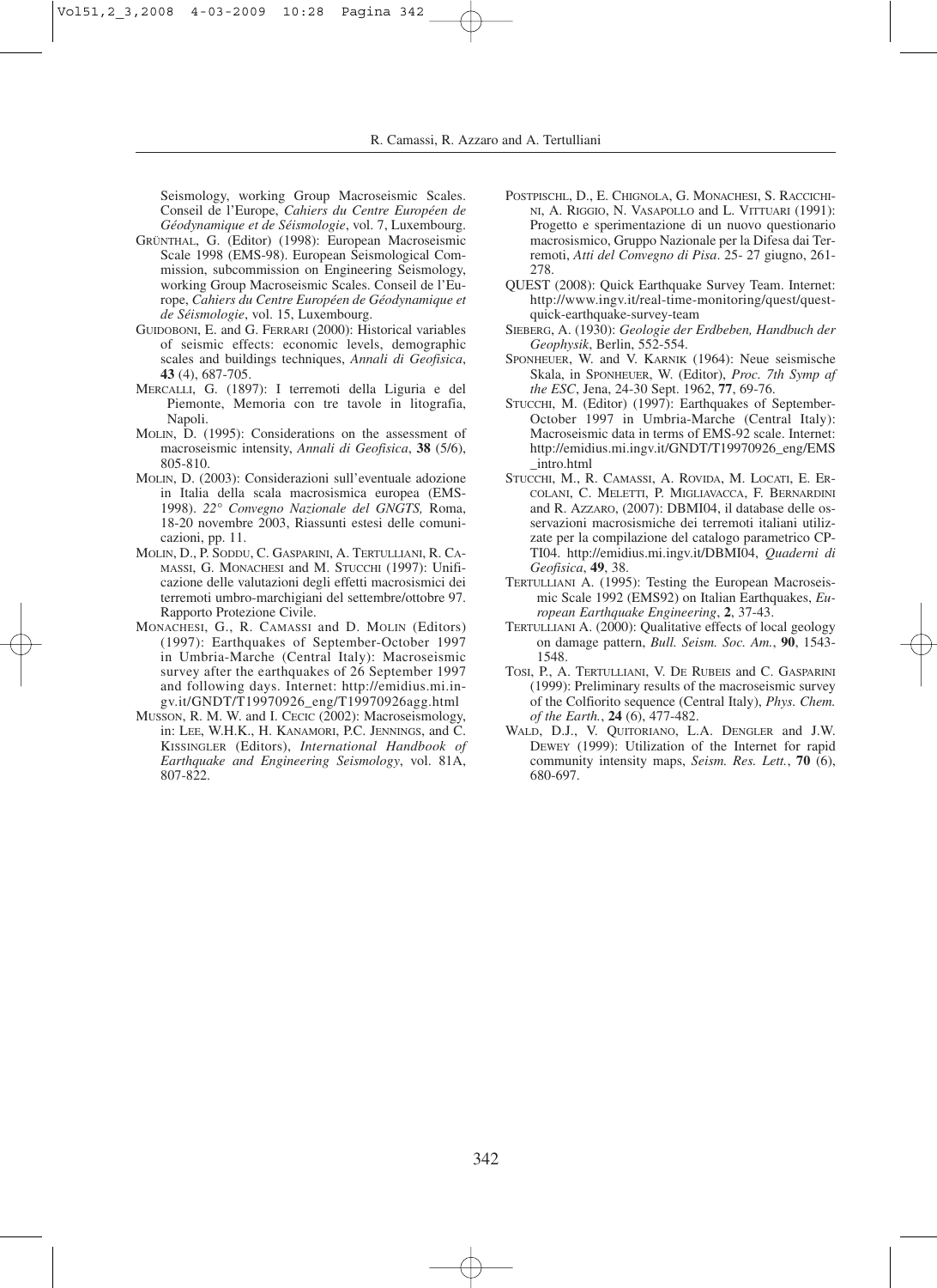Seismology, working Group Macroseismic Scales. Conseil de l'Europe, *Cahiers du Centre Européen de Géodynamique et de Séismologie*, vol. 7, Luxembourg.

GRÜNTHAL, G. (Editor) (1998): European Macroseismic Scale 1998 (EMS-98). European Seismological Commission, subcommission on Engineering Seismology, working Group Macroseismic Scales. Conseil de l'Europe, *Cahiers du Centre Européen de Géodynamique et de Séismologie*, vol. 15, Luxembourg.

GUIDOBONI, E. and G. FERRARI (2000): Historical variables of seismic effects: economic levels, demographic scales and buildings techniques, *Annali di Geofisica*, **43** (4), 687-705.

MERCALLI, G. (1897): I terremoti della Liguria e del Piemonte, Memoria con tre tavole in litografia, Napoli.

MOLIN, D. (1995): Considerations on the assessment of macroseismic intensity, *Annali di Geofisica*, **38** (5/6), 805-810.

MOLIN, D. (2003): Considerazioni sull'eventuale adozione in Italia della scala macrosismica europea (EMS-1998). *22° Convegno Nazionale del GNGTS,* Roma, 18-20 novembre 2003, Riassunti estesi delle comunicazioni, pp. 11.

MOLIN, D., P. SODDU, C. GASPARINI, A. TERTULLIANI, R. CAMASSI, G. MONACHESI and M. STUCCHI (1997): Unificazione delle valutazioni degli effetti macrosismici dei terremoti umbro-marchigiani del settembre/ottobre 97. Rapporto Protezione Civile.

MONACHESI, G., R. CAMASSI and D. MOLIN (Editors) (1997): Earthquakes of September-October 1997 in Umbria-Marche (Central Italy): Macroseismic survey after the earthquakes of 26 September 1997 and following days. Internet: http://emidius.mi.ingv.it/GNDT/T19970926_eng/T19970926agg.html

MUSSON, R. M. W. and I. CECIC (2002): Macroseismology, in: LEE, W.H.K., H. KANAMORI, P.C. JENNINGS, and C. KISSINGLER (Editors), *International Handbook of Earthquake and Engineering Seismology*, vol. 81A, 807-822.

POSTPISCHL, D., E. CHIGNOLA, G. MONACHESI, S. RACCICHINI, A. RIGGIO, N. VASAPOLLO and L. VITTUARI (1991): Progetto e sperimentazione di un nuovo questionario macrosismico, Gruppo Nazionale per la Difesa dai Terremoti, *Atti del Convegno di Pisa*. 25- 27 giugno, 261-278.

QUEST (2008): Quick Earthquake Survey Team. Internet: http://www.ingv.it/real-time-monitoring/quest/quest-quick-earthquake-survey-team

SIEBERG, A. (1930): *Geologie der Erdbeben, Handbuch der Geophysik*, Berlin, 552-554.

SPONHEUER, W. and V. KARNIK (1964): Neue seismische Skala, in SPONHEUER, W. (Editor), *Proc. 7th Symp af the ESC*, Jena, 24-30 Sept. 1962, **77**, 69-76.

STUCCHI, M. (Editor) (1997): Earthquakes of September-October 1997 in Umbria-Marche (Central Italy): Macroseismic data in terms of EMS-92 scale. Internet: http://emidius.mi.ingv.it/GNDT/T19970926_eng/EMS_intro.html

STUCCHI, M., R. CAMASSI, A. ROVIDA, M. LOCATI, E. ERCOLANI, C. MELETTI, P. MIGLIAVACCA, F. BERNARDINI and R. AZZARO, (2007): DBMI04, il database delle osservazioni macrosismiche dei terremoti italiani utilizzate per la compilazione del catalogo parametrico CPTI04. http://emidius.mi.ingv.it/DBMI04, *Quaderni di Geofisica*, **49**, 38.

TERTULLIANI A. (1995): Testing the European Macroseismic Scale 1992 (EMS92) on Italian Earthquakes, *European Earthquake Engineering*, **2**, 37-43.

TERTULLIANI A. (2000): Qualitative effects of local geology on damage pattern, *Bull. Seism. Soc. Am.*, **90**, 1543-1548.

TOSI, P., A. TERTULLIANI, V. DE RUBEIS and C. GASPARINI (1999): Preliminary results of the macroseismic survey of the Colfiorito sequence (Central Italy), *Phys. Chem. of the Earth.*, **24** (6), 477-482.

WALD, D.J., V. QUITORIANO, L.A. DENGLER and J.W. DEWEY (1999): Utilization of the Internet for rapid community intensity maps, *Seism. Res. Lett.*, **70** (6), 680-697.